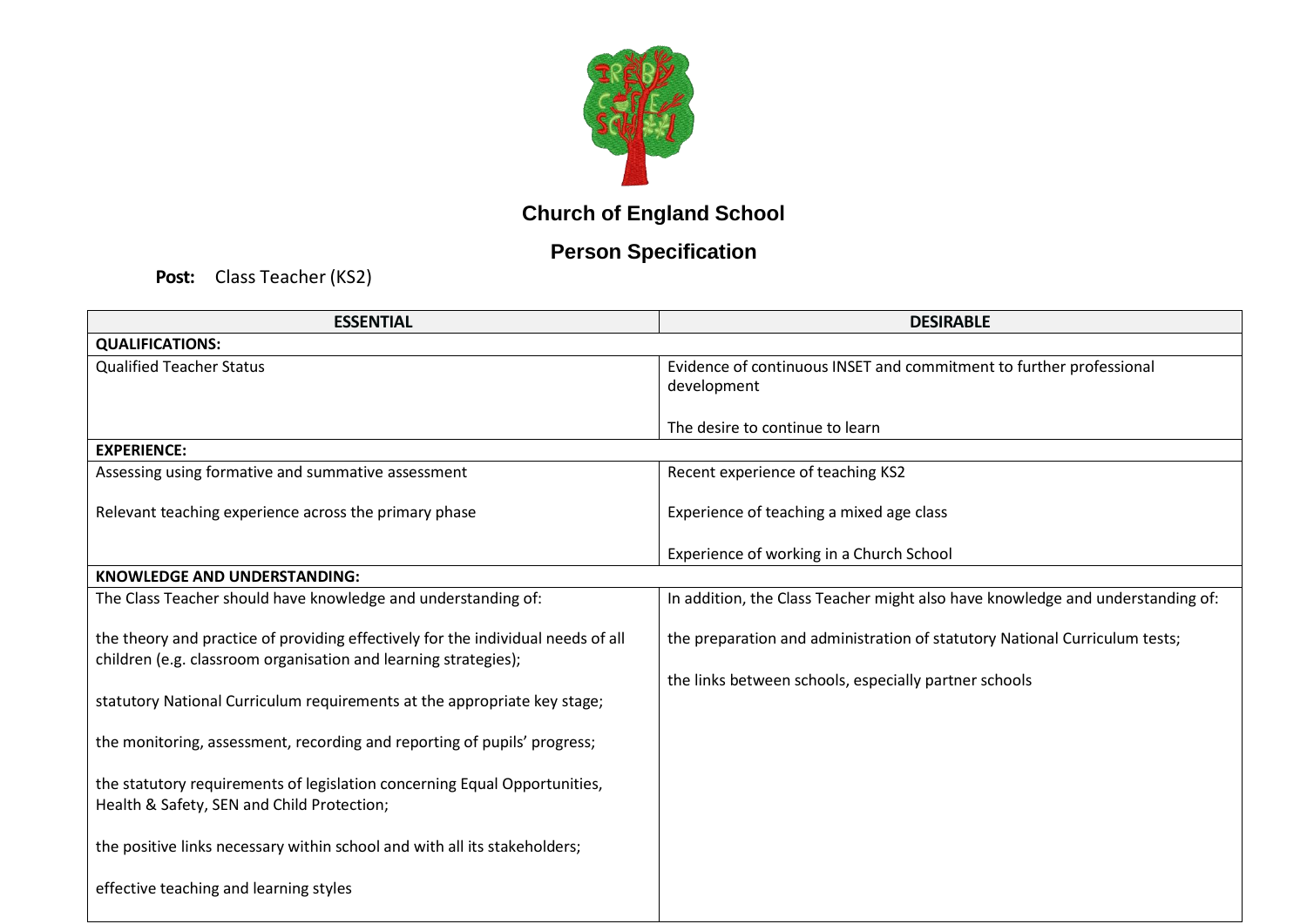## Church of England School

## Person Specification

**Post:** Class Teacher (KS2)

| ESSENTIAL | DESIRABLE |
|---|---|
| **QUALIFICATIONS:** | |
| Qualified Teacher Status | Evidence of continuous INSET and commitment to further professional development<br><br>The desire to continue to learn |
| **EXPERIENCE:** | |
| Assessing using formative and summative assessment<br><br>Relevant teaching experience across the primary phase | Recent experience of teaching KS2<br><br>Experience of teaching a mixed age class<br><br>Experience of working in a Church School |
| **KNOWLEDGE AND UNDERSTANDING:** | |
| The Class Teacher should have knowledge and understanding of:<br><br>the theory and practice of providing effectively for the individual needs of all children (e.g. classroom organisation and learning strategies);<br><br>statutory National Curriculum requirements at the appropriate key stage;<br><br>the monitoring, assessment, recording and reporting of pupils' progress;<br><br>the statutory requirements of legislation concerning Equal Opportunities, Health & Safety, SEN and Child Protection;<br><br>the positive links necessary within school and with all its stakeholders;<br><br>effective teaching and learning styles | In addition, the Class Teacher might also have knowledge and understanding of:<br><br>the preparation and administration of statutory National Curriculum tests;<br><br>the links between schools, especially partner schools |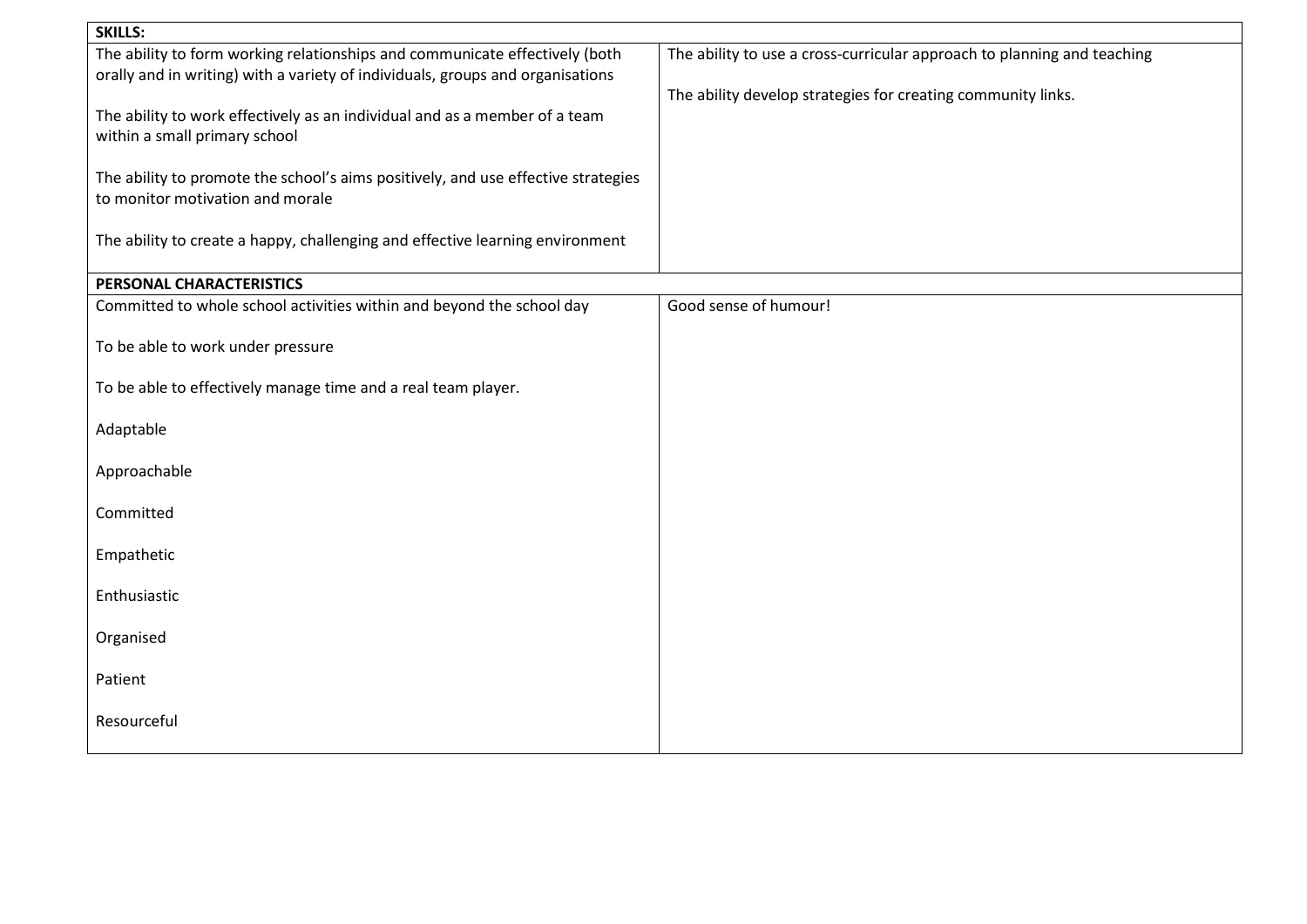| **SKILLS:** | |
|---|---|
| The ability to form working relationships and communicate effectively (both orally and in writing) with a variety of individuals, groups and organisations<br><br>The ability to work effectively as an individual and as a member of a team within a small primary school<br><br>The ability to promote the school's aims positively, and use effective strategies to monitor motivation and morale<br><br>The ability to create a happy, challenging and effective learning environment | The ability to use a cross-curricular approach to planning and teaching<br><br>The ability develop strategies for creating community links. |
| **PERSONAL CHARACTERISTICS** | |
| Committed to whole school activities within and beyond the school day<br><br>To be able to work under pressure<br><br>To be able to effectively manage time and a real team player.<br><br>Adaptable<br><br>Approachable<br><br>Committed<br><br>Empathetic<br><br>Enthusiastic<br><br>Organised<br><br>Patient<br><br>Resourceful | Good sense of humour! |